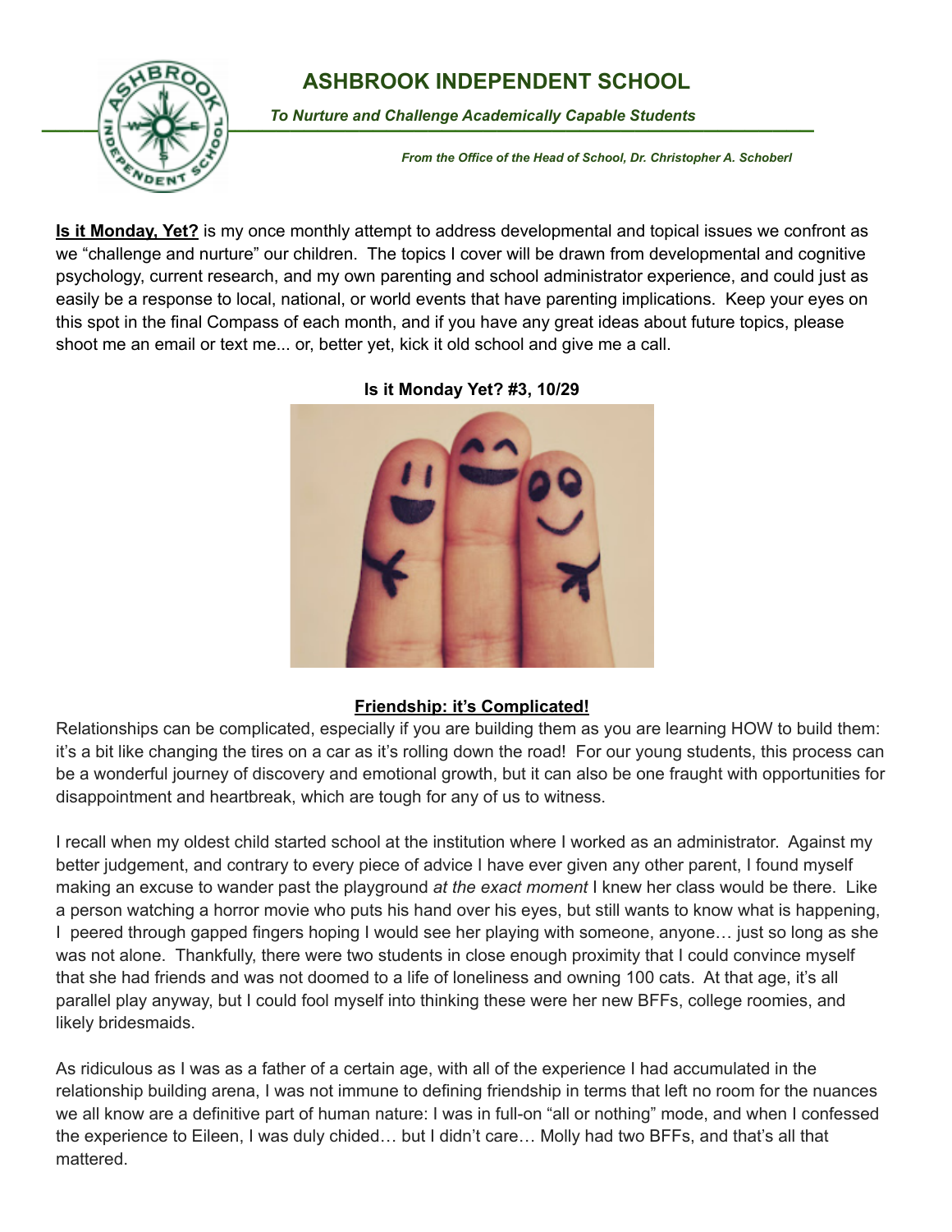# ASHBROOK INDEPENDENT SCHOOL

***To Nurture and Challenge Academically Capable Students***

***From the Office of the Head of School, Dr. Christopher A. Schoberl***

**Is it Monday, Yet?** is my once monthly attempt to address developmental and topical issues we confront as we "challenge and nurture" our children. The topics I cover will be drawn from developmental and cognitive psychology, current research, and my own parenting and school administrator experience, and could just as easily be a response to local, national, or world events that have parenting implications. Keep your eyes on this spot in the final Compass of each month, and if you have any great ideas about future topics, please shoot me an email or text me... or, better yet, kick it old school and give me a call.

**Is it Monday Yet? #3, 10/29**

## Friendship: it's Complicated!

Relationships can be complicated, especially if you are building them as you are learning HOW to build them: it's a bit like changing the tires on a car as it's rolling down the road! For our young students, this process can be a wonderful journey of discovery and emotional growth, but it can also be one fraught with opportunities for disappointment and heartbreak, which are tough for any of us to witness.

I recall when my oldest child started school at the institution where I worked as an administrator. Against my better judgement, and contrary to every piece of advice I have ever given any other parent, I found myself making an excuse to wander past the playground *at the exact moment* I knew her class would be there. Like a person watching a horror movie who puts his hand over his eyes, but still wants to know what is happening, I peered through gapped fingers hoping I would see her playing with someone, anyone… just so long as she was not alone. Thankfully, there were two students in close enough proximity that I could convince myself that she had friends and was not doomed to a life of loneliness and owning 100 cats. At that age, it's all parallel play anyway, but I could fool myself into thinking these were her new BFFs, college roomies, and likely bridesmaids.

As ridiculous as I was as a father of a certain age, with all of the experience I had accumulated in the relationship building arena, I was not immune to defining friendship in terms that left no room for the nuances we all know are a definitive part of human nature: I was in full-on "all or nothing" mode, and when I confessed the experience to Eileen, I was duly chided… but I didn't care… Molly had two BFFs, and that's all that mattered.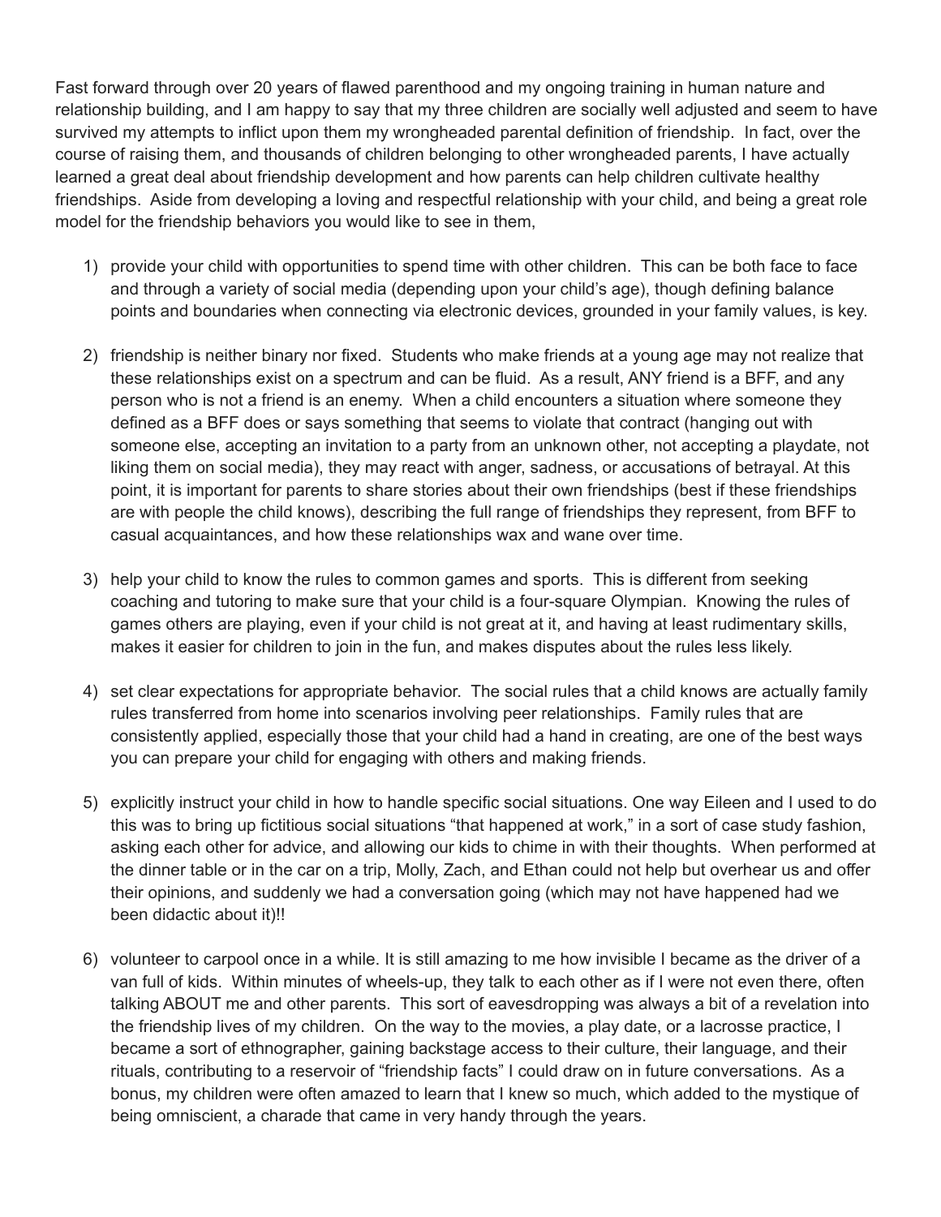Fast forward through over 20 years of flawed parenthood and my ongoing training in human nature and relationship building, and I am happy to say that my three children are socially well adjusted and seem to have survived my attempts to inflict upon them my wrongheaded parental definition of friendship. In fact, over the course of raising them, and thousands of children belonging to other wrongheaded parents, I have actually learned a great deal about friendship development and how parents can help children cultivate healthy friendships. Aside from developing a loving and respectful relationship with your child, and being a great role model for the friendship behaviors you would like to see in them,

1) provide your child with opportunities to spend time with other children. This can be both face to face and through a variety of social media (depending upon your child's age), though defining balance points and boundaries when connecting via electronic devices, grounded in your family values, is key.

2) friendship is neither binary nor fixed. Students who make friends at a young age may not realize that these relationships exist on a spectrum and can be fluid. As a result, ANY friend is a BFF, and any person who is not a friend is an enemy. When a child encounters a situation where someone they defined as a BFF does or says something that seems to violate that contract (hanging out with someone else, accepting an invitation to a party from an unknown other, not accepting a playdate, not liking them on social media), they may react with anger, sadness, or accusations of betrayal. At this point, it is important for parents to share stories about their own friendships (best if these friendships are with people the child knows), describing the full range of friendships they represent, from BFF to casual acquaintances, and how these relationships wax and wane over time.

3) help your child to know the rules to common games and sports. This is different from seeking coaching and tutoring to make sure that your child is a four-square Olympian. Knowing the rules of games others are playing, even if your child is not great at it, and having at least rudimentary skills, makes it easier for children to join in the fun, and makes disputes about the rules less likely.

4) set clear expectations for appropriate behavior. The social rules that a child knows are actually family rules transferred from home into scenarios involving peer relationships. Family rules that are consistently applied, especially those that your child had a hand in creating, are one of the best ways you can prepare your child for engaging with others and making friends.

5) explicitly instruct your child in how to handle specific social situations. One way Eileen and I used to do this was to bring up fictitious social situations "that happened at work," in a sort of case study fashion, asking each other for advice, and allowing our kids to chime in with their thoughts. When performed at the dinner table or in the car on a trip, Molly, Zach, and Ethan could not help but overhear us and offer their opinions, and suddenly we had a conversation going (which may not have happened had we been didactic about it)!!

6) volunteer to carpool once in a while. It is still amazing to me how invisible I became as the driver of a van full of kids. Within minutes of wheels-up, they talk to each other as if I were not even there, often talking ABOUT me and other parents. This sort of eavesdropping was always a bit of a revelation into the friendship lives of my children. On the way to the movies, a play date, or a lacrosse practice, I became a sort of ethnographer, gaining backstage access to their culture, their language, and their rituals, contributing to a reservoir of "friendship facts" I could draw on in future conversations. As a bonus, my children were often amazed to learn that I knew so much, which added to the mystique of being omniscient, a charade that came in very handy through the years.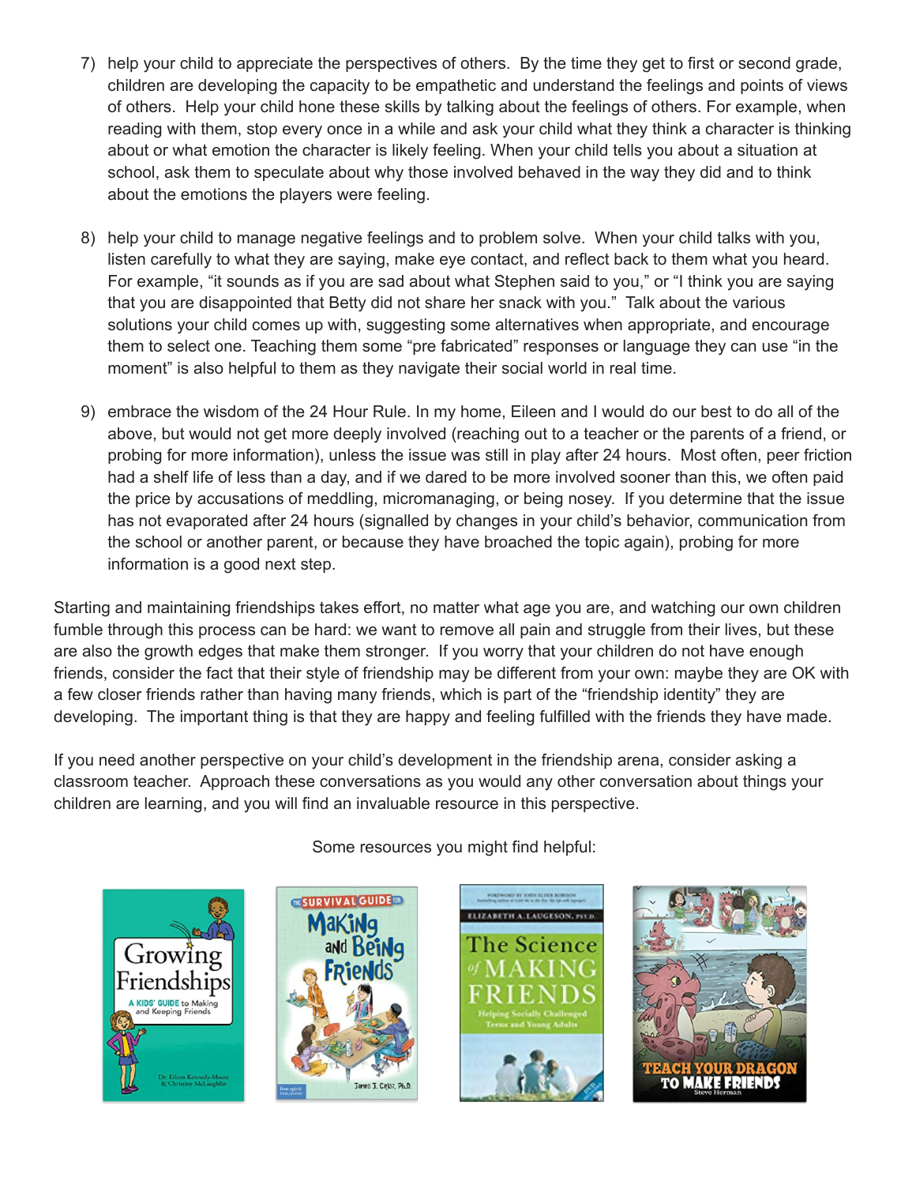7) help your child to appreciate the perspectives of others. By the time they get to first or second grade, children are developing the capacity to be empathetic and understand the feelings and points of views of others. Help your child hone these skills by talking about the feelings of others. For example, when reading with them, stop every once in a while and ask your child what they think a character is thinking about or what emotion the character is likely feeling. When your child tells you about a situation at school, ask them to speculate about why those involved behaved in the way they did and to think about the emotions the players were feeling.

8) help your child to manage negative feelings and to problem solve. When your child talks with you, listen carefully to what they are saying, make eye contact, and reflect back to them what you heard. For example, "it sounds as if you are sad about what Stephen said to you," or "I think you are saying that you are disappointed that Betty did not share her snack with you." Talk about the various solutions your child comes up with, suggesting some alternatives when appropriate, and encourage them to select one. Teaching them some "pre fabricated" responses or language they can use "in the moment" is also helpful to them as they navigate their social world in real time.

9) embrace the wisdom of the 24 Hour Rule. In my home, Eileen and I would do our best to do all of the above, but would not get more deeply involved (reaching out to a teacher or the parents of a friend, or probing for more information), unless the issue was still in play after 24 hours. Most often, peer friction had a shelf life of less than a day, and if we dared to be more involved sooner than this, we often paid the price by accusations of meddling, micromanaging, or being nosey. If you determine that the issue has not evaporated after 24 hours (signalled by changes in your child's behavior, communication from the school or another parent, or because they have broached the topic again), probing for more information is a good next step.

Starting and maintaining friendships takes effort, no matter what age you are, and watching our own children fumble through this process can be hard: we want to remove all pain and struggle from their lives, but these are also the growth edges that make them stronger. If you worry that your children do not have enough friends, consider the fact that their style of friendship may be different from your own: maybe they are OK with a few closer friends rather than having many friends, which is part of the "friendship identity" they are developing. The important thing is that they are happy and feeling fulfilled with the friends they have made.

If you need another perspective on your child's development in the friendship arena, consider asking a classroom teacher. Approach these conversations as you would any other conversation about things your children are learning, and you will find an invaluable resource in this perspective.

Some resources you might find helpful:

Growing Friendships: A Kids' Guide to Making and Keeping Friends — Dr. Eileen Kennedy-Moore & Christine McLaughlin

The Survival Guide for Making and Being Friends — James J. Crist, Ph.D.

The Science of Making Friends: Helping Socially Challenged Teens and Young Adults — Elizabeth A. Laugeson, Psy.D.

Teach Your Dragon to Make Friends — Steve Herman